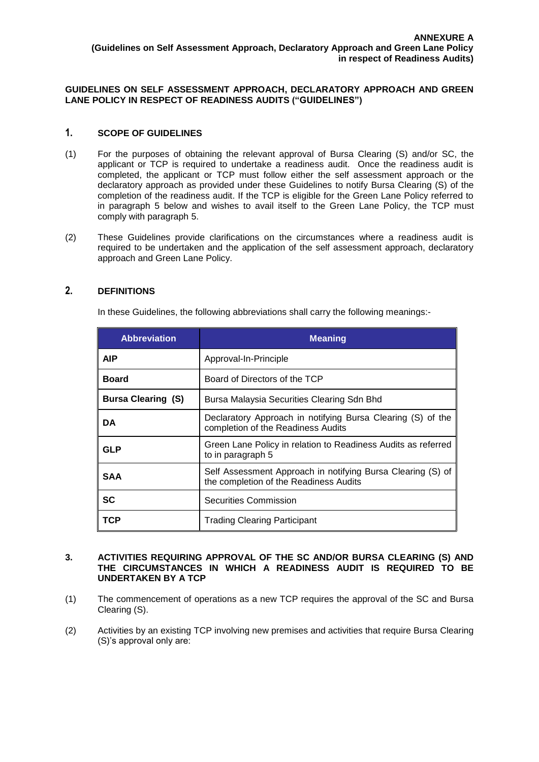**ANNEXURE A**
**(Guidelines on Self Assessment Approach, Declaratory Approach and Green Lane Policy in respect of Readiness Audits)**

# GUIDELINES ON SELF ASSESSMENT APPROACH, DECLARATORY APPROACH AND GREEN LANE POLICY IN RESPECT OF READINESS AUDITS ("GUIDELINES")

## 1. SCOPE OF GUIDELINES

(1) For the purposes of obtaining the relevant approval of Bursa Clearing (S) and/or SC, the applicant or TCP is required to undertake a readiness audit. Once the readiness audit is completed, the applicant or TCP must follow either the self assessment approach or the declaratory approach as provided under these Guidelines to notify Bursa Clearing (S) of the completion of the readiness audit. If the TCP is eligible for the Green Lane Policy referred to in paragraph 5 below and wishes to avail itself to the Green Lane Policy, the TCP must comply with paragraph 5.

(2) These Guidelines provide clarifications on the circumstances where a readiness audit is required to be undertaken and the application of the self assessment approach, declaratory approach and Green Lane Policy.

## 2. DEFINITIONS

In these Guidelines, the following abbreviations shall carry the following meanings:-

| Abbreviation | Meaning |
|---|---|
| **AIP** | Approval-In-Principle |
| **Board** | Board of Directors of the TCP |
| **Bursa Clearing (S)** | Bursa Malaysia Securities Clearing Sdn Bhd |
| **DA** | Declaratory Approach in notifying Bursa Clearing (S) of the completion of the Readiness Audits |
| **GLP** | Green Lane Policy in relation to Readiness Audits as referred to in paragraph 5 |
| **SAA** | Self Assessment Approach in notifying Bursa Clearing (S) of the completion of the Readiness Audits |
| **SC** | Securities Commission |
| **TCP** | Trading Clearing Participant |

## 3. ACTIVITIES REQUIRING APPROVAL OF THE SC AND/OR BURSA CLEARING (S) AND THE CIRCUMSTANCES IN WHICH A READINESS AUDIT IS REQUIRED TO BE UNDERTAKEN BY A TCP

(1) The commencement of operations as a new TCP requires the approval of the SC and Bursa Clearing (S).

(2) Activities by an existing TCP involving new premises and activities that require Bursa Clearing (S)'s approval only are: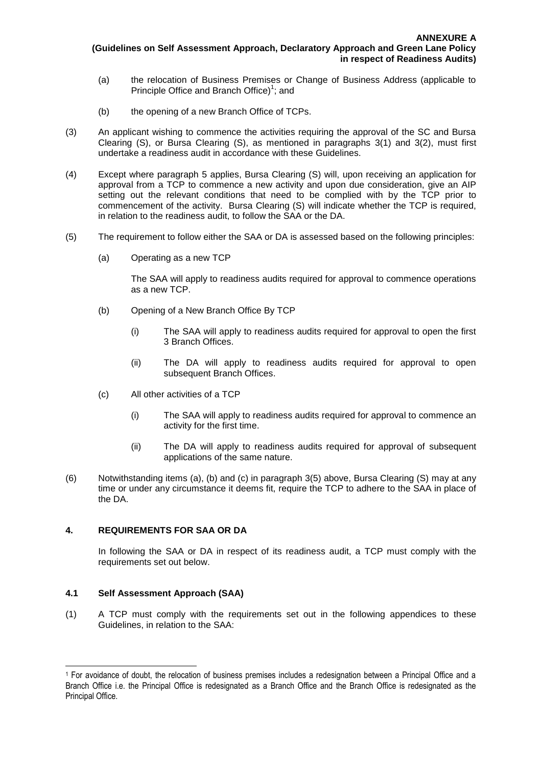(a) the relocation of Business Premises or Change of Business Address (applicable to Principle Office and Branch Office)[1]; and

(b) the opening of a new Branch Office of TCPs.

(3) An applicant wishing to commence the activities requiring the approval of the SC and Bursa Clearing (S), or Bursa Clearing (S), as mentioned in paragraphs 3(1) and 3(2), must first undertake a readiness audit in accordance with these Guidelines.

(4) Except where paragraph 5 applies, Bursa Clearing (S) will, upon receiving an application for approval from a TCP to commence a new activity and upon due consideration, give an AIP setting out the relevant conditions that need to be complied with by the TCP prior to commencement of the activity. Bursa Clearing (S) will indicate whether the TCP is required, in relation to the readiness audit, to follow the SAA or the DA.

(5) The requirement to follow either the SAA or DA is assessed based on the following principles:

(a) Operating as a new TCP

The SAA will apply to readiness audits required for approval to commence operations as a new TCP.

(b) Opening of a New Branch Office By TCP

(i) The SAA will apply to readiness audits required for approval to open the first 3 Branch Offices.

(ii) The DA will apply to readiness audits required for approval to open subsequent Branch Offices.

(c) All other activities of a TCP

(i) The SAA will apply to readiness audits required for approval to commence an activity for the first time.

(ii) The DA will apply to readiness audits required for approval of subsequent applications of the same nature.

(6) Notwithstanding items (a), (b) and (c) in paragraph 3(5) above, Bursa Clearing (S) may at any time or under any circumstance it deems fit, require the TCP to adhere to the SAA in place of the DA.

## 4. REQUIREMENTS FOR SAA OR DA

In following the SAA or DA in respect of its readiness audit, a TCP must comply with the requirements set out below.

### 4.1 Self Assessment Approach (SAA)

(1) A TCP must comply with the requirements set out in the following appendices to these Guidelines, in relation to the SAA:

---

[1] For avoidance of doubt, the relocation of business premises includes a redesignation between a Principal Office and a Branch Office i.e. the Principal Office is redesignated as a Branch Office and the Branch Office is redesignated as the Principal Office.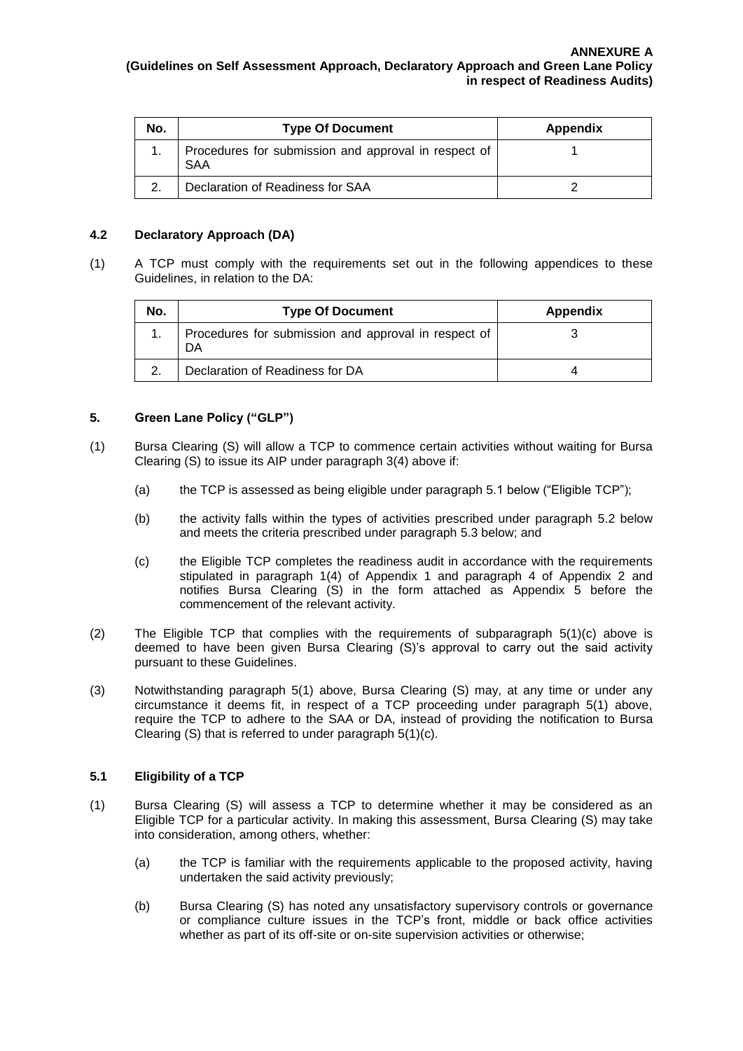| No. | Type Of Document | Appendix |
|---|---|---|
| 1. | Procedures for submission and approval in respect of SAA | 1 |
| 2. | Declaration of Readiness for SAA | 2 |

### 4.2 Declaratory Approach (DA)

(1) A TCP must comply with the requirements set out in the following appendices to these Guidelines, in relation to the DA:

| No. | Type Of Document | Appendix |
|---|---|---|
| 1. | Procedures for submission and approval in respect of DA | 3 |
| 2. | Declaration of Readiness for DA | 4 |

## 5. Green Lane Policy ("GLP")

(1) Bursa Clearing (S) will allow a TCP to commence certain activities without waiting for Bursa Clearing (S) to issue its AIP under paragraph 3(4) above if:

   (a) the TCP is assessed as being eligible under paragraph 5.1 below ("Eligible TCP");

   (b) the activity falls within the types of activities prescribed under paragraph 5.2 below and meets the criteria prescribed under paragraph 5.3 below; and

   (c) the Eligible TCP completes the readiness audit in accordance with the requirements stipulated in paragraph 1(4) of Appendix 1 and paragraph 4 of Appendix 2 and notifies Bursa Clearing (S) in the form attached as Appendix 5 before the commencement of the relevant activity.

(2) The Eligible TCP that complies with the requirements of subparagraph 5(1)(c) above is deemed to have been given Bursa Clearing (S)'s approval to carry out the said activity pursuant to these Guidelines.

(3) Notwithstanding paragraph 5(1) above, Bursa Clearing (S) may, at any time or under any circumstance it deems fit, in respect of a TCP proceeding under paragraph 5(1) above, require the TCP to adhere to the SAA or DA, instead of providing the notification to Bursa Clearing (S) that is referred to under paragraph 5(1)(c).

### 5.1 Eligibility of a TCP

(1) Bursa Clearing (S) will assess a TCP to determine whether it may be considered as an Eligible TCP for a particular activity. In making this assessment, Bursa Clearing (S) may take into consideration, among others, whether:

   (a) the TCP is familiar with the requirements applicable to the proposed activity, having undertaken the said activity previously;

   (b) Bursa Clearing (S) has noted any unsatisfactory supervisory controls or governance or compliance culture issues in the TCP's front, middle or back office activities whether as part of its off-site or on-site supervision activities or otherwise;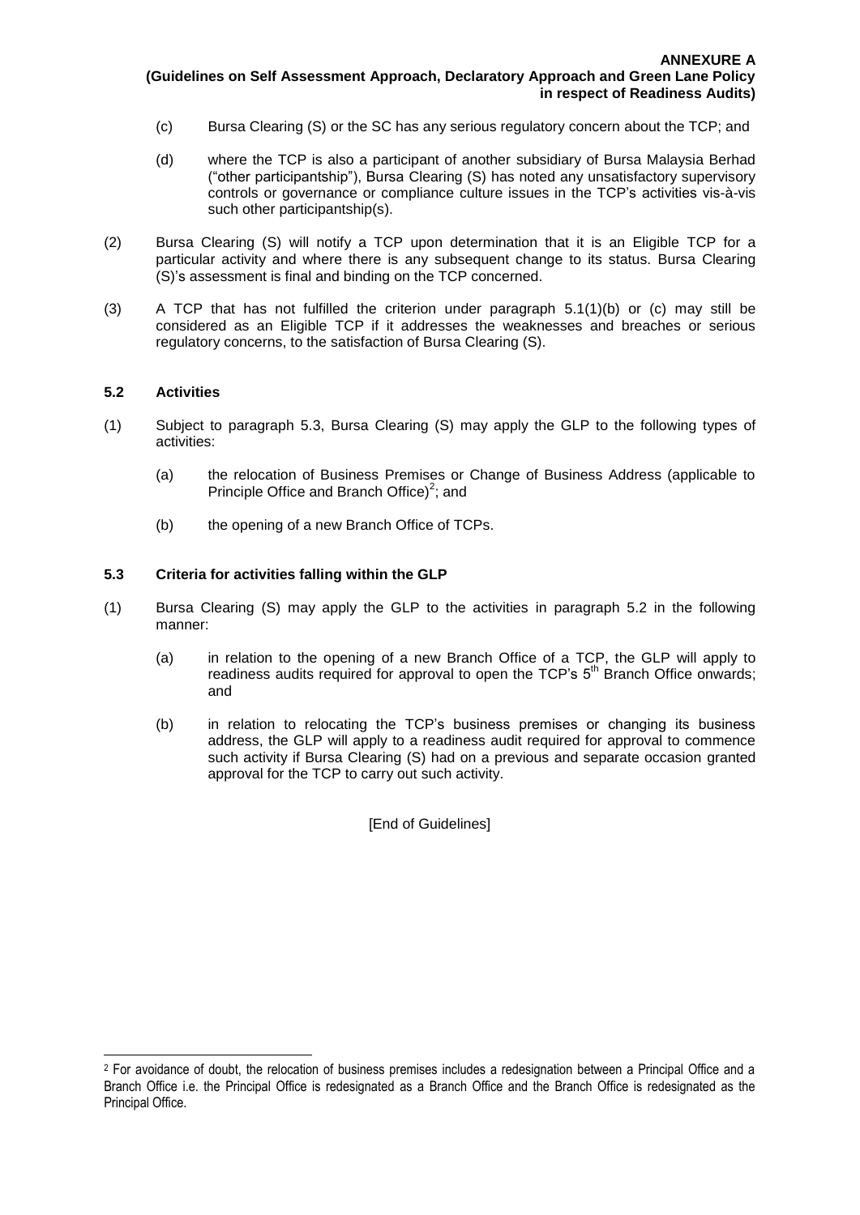(c) Bursa Clearing (S) or the SC has any serious regulatory concern about the TCP; and

(d) where the TCP is also a participant of another subsidiary of Bursa Malaysia Berhad ("other participantship"), Bursa Clearing (S) has noted any unsatisfactory supervisory controls or governance or compliance culture issues in the TCP's activities vis-à-vis such other participantship(s).

(2) Bursa Clearing (S) will notify a TCP upon determination that it is an Eligible TCP for a particular activity and where there is any subsequent change to its status. Bursa Clearing (S)'s assessment is final and binding on the TCP concerned.

(3) A TCP that has not fulfilled the criterion under paragraph 5.1(1)(b) or (c) may still be considered as an Eligible TCP if it addresses the weaknesses and breaches or serious regulatory concerns, to the satisfaction of Bursa Clearing (S).

### 5.2 Activities

(1) Subject to paragraph 5.3, Bursa Clearing (S) may apply the GLP to the following types of activities:

(a) the relocation of Business Premises or Change of Business Address (applicable to Principle Office and Branch Office)[2]; and

(b) the opening of a new Branch Office of TCPs.

### 5.3 Criteria for activities falling within the GLP

(1) Bursa Clearing (S) may apply the GLP to the activities in paragraph 5.2 in the following manner:

(a) in relation to the opening of a new Branch Office of a TCP, the GLP will apply to readiness audits required for approval to open the TCP's 5th Branch Office onwards; and

(b) in relation to relocating the TCP's business premises or changing its business address, the GLP will apply to a readiness audit required for approval to commence such activity if Bursa Clearing (S) had on a previous and separate occasion granted approval for the TCP to carry out such activity.

[End of Guidelines]

---

[2] For avoidance of doubt, the relocation of business premises includes a redesignation between a Principal Office and a Branch Office i.e. the Principal Office is redesignated as a Branch Office and the Branch Office is redesignated as the Principal Office.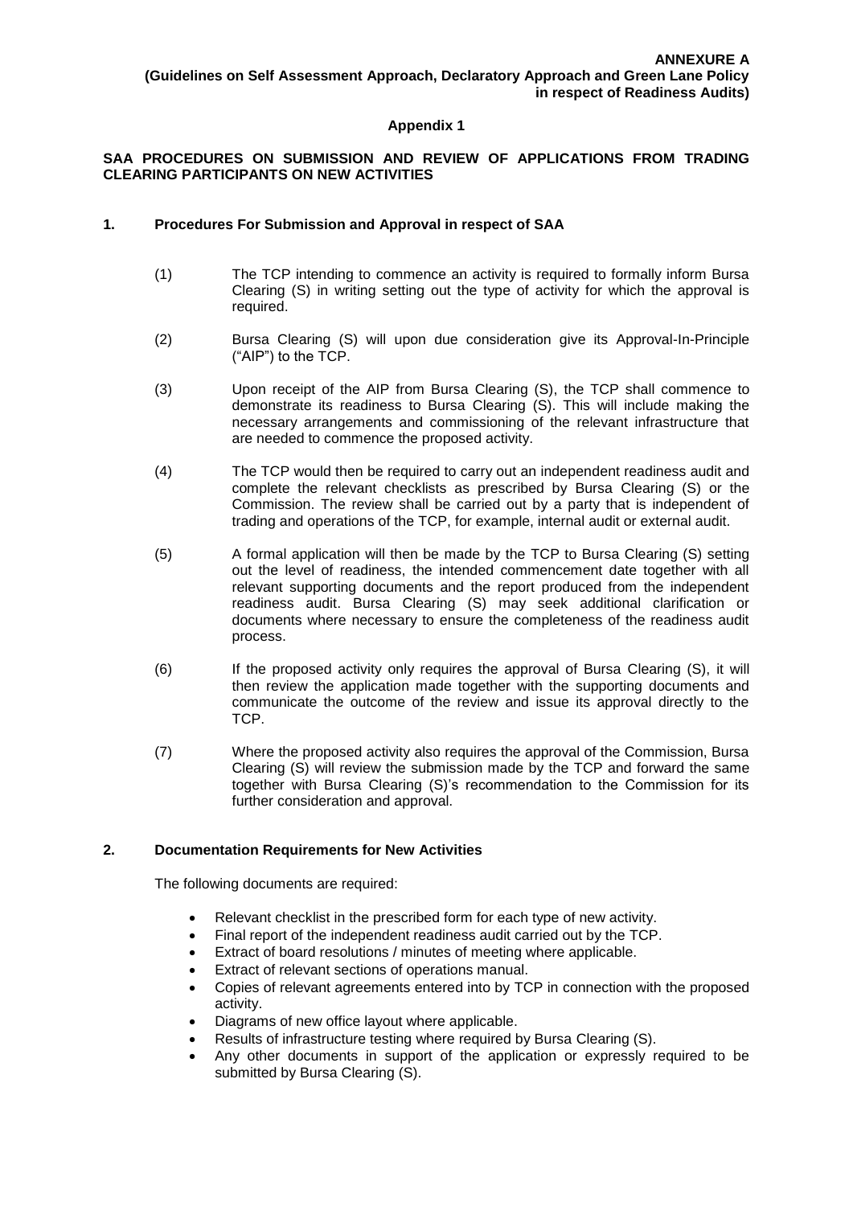**ANNEXURE A**
**(Guidelines on Self Assessment Approach, Declaratory Approach and Green Lane Policy in respect of Readiness Audits)**

**Appendix 1**

**SAA PROCEDURES ON SUBMISSION AND REVIEW OF APPLICATIONS FROM TRADING CLEARING PARTICIPANTS ON NEW ACTIVITIES**

## 1. Procedures For Submission and Approval in respect of SAA

(1) The TCP intending to commence an activity is required to formally inform Bursa Clearing (S) in writing setting out the type of activity for which the approval is required.

(2) Bursa Clearing (S) will upon due consideration give its Approval-In-Principle ("AIP") to the TCP.

(3) Upon receipt of the AIP from Bursa Clearing (S), the TCP shall commence to demonstrate its readiness to Bursa Clearing (S). This will include making the necessary arrangements and commissioning of the relevant infrastructure that are needed to commence the proposed activity.

(4) The TCP would then be required to carry out an independent readiness audit and complete the relevant checklists as prescribed by Bursa Clearing (S) or the Commission. The review shall be carried out by a party that is independent of trading and operations of the TCP, for example, internal audit or external audit.

(5) A formal application will then be made by the TCP to Bursa Clearing (S) setting out the level of readiness, the intended commencement date together with all relevant supporting documents and the report produced from the independent readiness audit. Bursa Clearing (S) may seek additional clarification or documents where necessary to ensure the completeness of the readiness audit process.

(6) If the proposed activity only requires the approval of Bursa Clearing (S), it will then review the application made together with the supporting documents and communicate the outcome of the review and issue its approval directly to the TCP.

(7) Where the proposed activity also requires the approval of the Commission, Bursa Clearing (S) will review the submission made by the TCP and forward the same together with Bursa Clearing (S)'s recommendation to the Commission for its further consideration and approval.

## 2. Documentation Requirements for New Activities

The following documents are required:

- Relevant checklist in the prescribed form for each type of new activity.
- Final report of the independent readiness audit carried out by the TCP.
- Extract of board resolutions / minutes of meeting where applicable.
- Extract of relevant sections of operations manual.
- Copies of relevant agreements entered into by TCP in connection with the proposed activity.
- Diagrams of new office layout where applicable.
- Results of infrastructure testing where required by Bursa Clearing (S).
- Any other documents in support of the application or expressly required to be submitted by Bursa Clearing (S).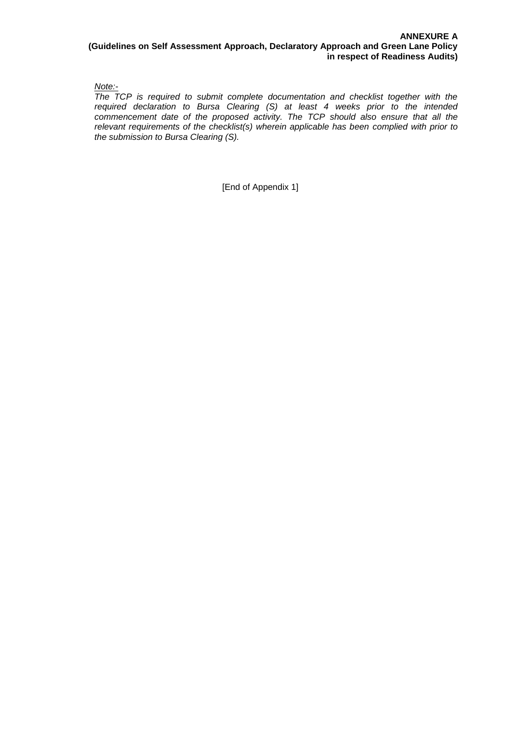*Note:-*

*The TCP is required to submit complete documentation and checklist together with the required declaration to Bursa Clearing (S) at least 4 weeks prior to the intended commencement date of the proposed activity. The TCP should also ensure that all the relevant requirements of the checklist(s) wherein applicable has been complied with prior to the submission to Bursa Clearing (S).*

[End of Appendix 1]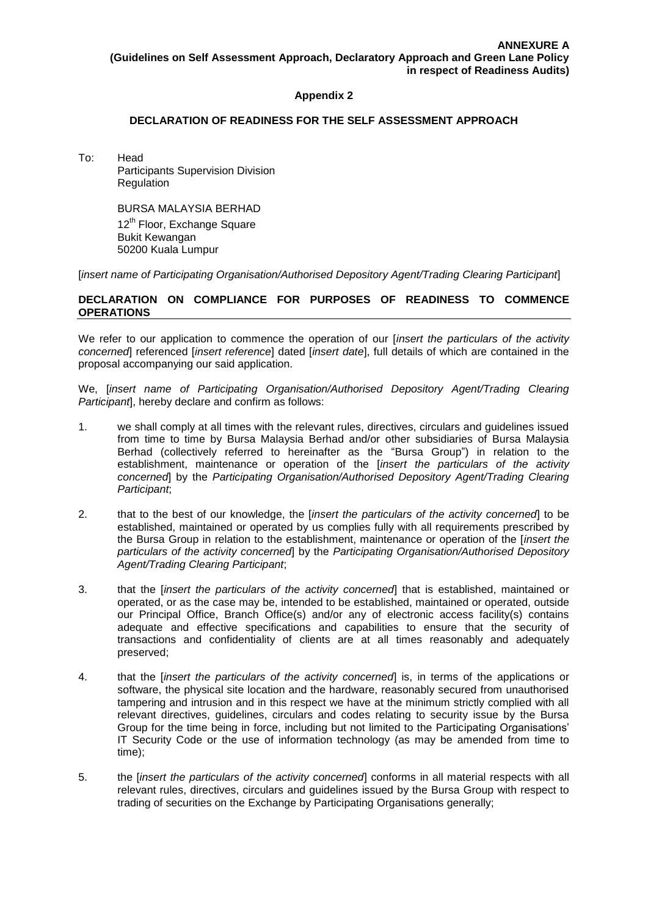**ANNEXURE A**
**(Guidelines on Self Assessment Approach, Declaratory Approach and Green Lane Policy in respect of Readiness Audits)**

**Appendix 2**

**DECLARATION OF READINESS FOR THE SELF ASSESSMENT APPROACH**

To: Head
Participants Supervision Division
Regulation

BURSA MALAYSIA BERHAD
12th Floor, Exchange Square
Bukit Kewangan
50200 Kuala Lumpur

[*insert name of Participating Organisation/Authorised Depository Agent/Trading Clearing Participant*]

**DECLARATION ON COMPLIANCE FOR PURPOSES OF READINESS TO COMMENCE OPERATIONS**

We refer to our application to commence the operation of our [*insert the particulars of the activity concerned*] referenced [*insert reference*] dated [*insert date*], full details of which are contained in the proposal accompanying our said application.

We, [*insert name of Participating Organisation/Authorised Depository Agent/Trading Clearing Participant*], hereby declare and confirm as follows:

1. we shall comply at all times with the relevant rules, directives, circulars and guidelines issued from time to time by Bursa Malaysia Berhad and/or other subsidiaries of Bursa Malaysia Berhad (collectively referred to hereinafter as the "Bursa Group") in relation to the establishment, maintenance or operation of the [*insert the particulars of the activity concerned*] by the *Participating Organisation/Authorised Depository Agent/Trading Clearing Participant*;

2. that to the best of our knowledge, the [*insert the particulars of the activity concerned*] to be established, maintained or operated by us complies fully with all requirements prescribed by the Bursa Group in relation to the establishment, maintenance or operation of the [*insert the particulars of the activity concerned*] by the *Participating Organisation/Authorised Depository Agent/Trading Clearing Participant*;

3. that the [*insert the particulars of the activity concerned*] that is established, maintained or operated, or as the case may be, intended to be established, maintained or operated, outside our Principal Office, Branch Office(s) and/or any of electronic access facility(s) contains adequate and effective specifications and capabilities to ensure that the security of transactions and confidentiality of clients are at all times reasonably and adequately preserved;

4. that the [*insert the particulars of the activity concerned*] is, in terms of the applications or software, the physical site location and the hardware, reasonably secured from unauthorised tampering and intrusion and in this respect we have at the minimum strictly complied with all relevant directives, guidelines, circulars and codes relating to security issue by the Bursa Group for the time being in force, including but not limited to the Participating Organisations' IT Security Code or the use of information technology (as may be amended from time to time);

5. the [*insert the particulars of the activity concerned*] conforms in all material respects with all relevant rules, directives, circulars and guidelines issued by the Bursa Group with respect to trading of securities on the Exchange by Participating Organisations generally;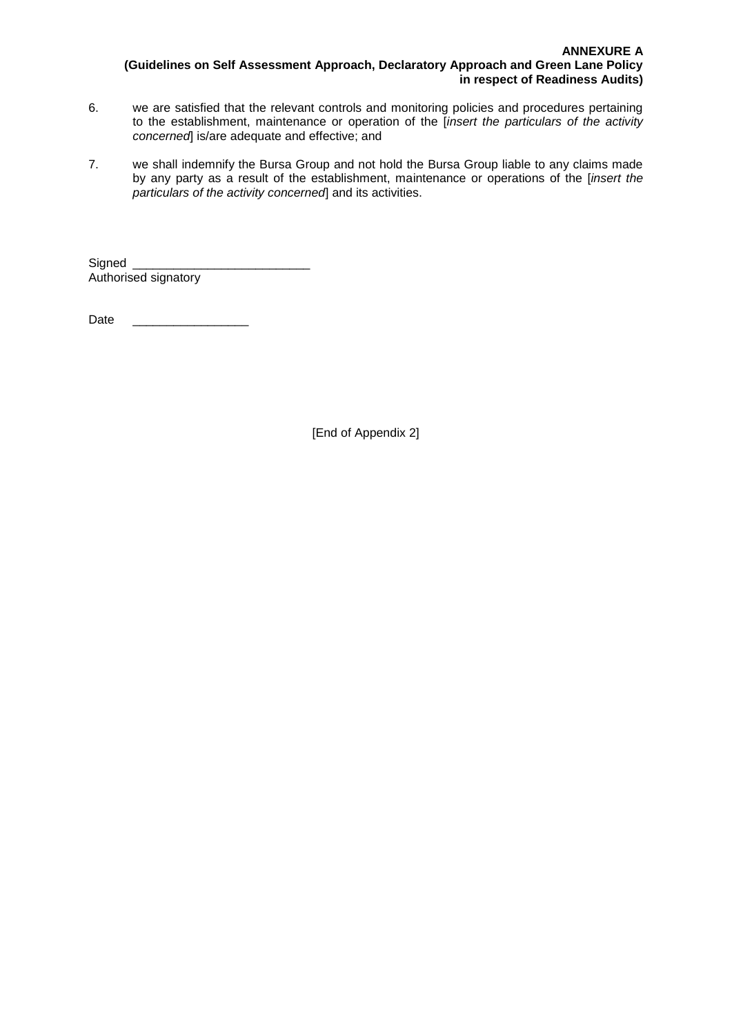6. we are satisfied that the relevant controls and monitoring policies and procedures pertaining to the establishment, maintenance or operation of the [*insert the particulars of the activity concerned*] is/are adequate and effective; and

7. we shall indemnify the Bursa Group and not hold the Bursa Group liable to any claims made by any party as a result of the establishment, maintenance or operations of the [*insert the particulars of the activity concerned*] and its activities.

Signed ___________________________
Authorised signatory

Date __________________

[End of Appendix 2]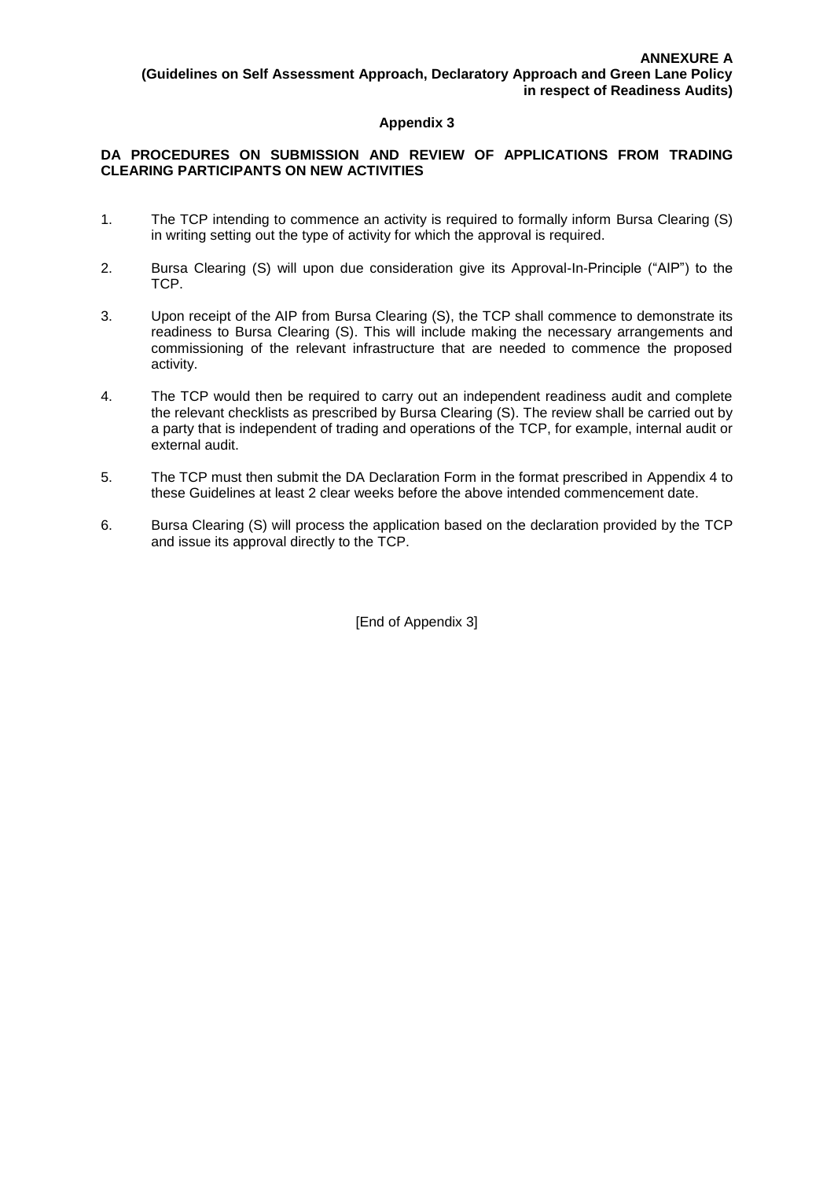**ANNEXURE A**
**(Guidelines on Self Assessment Approach, Declaratory Approach and Green Lane Policy in respect of Readiness Audits)**

## Appendix 3

### DA PROCEDURES ON SUBMISSION AND REVIEW OF APPLICATIONS FROM TRADING CLEARING PARTICIPANTS ON NEW ACTIVITIES

1. The TCP intending to commence an activity is required to formally inform Bursa Clearing (S) in writing setting out the type of activity for which the approval is required.

2. Bursa Clearing (S) will upon due consideration give its Approval-In-Principle ("AIP") to the TCP.

3. Upon receipt of the AIP from Bursa Clearing (S), the TCP shall commence to demonstrate its readiness to Bursa Clearing (S). This will include making the necessary arrangements and commissioning of the relevant infrastructure that are needed to commence the proposed activity.

4. The TCP would then be required to carry out an independent readiness audit and complete the relevant checklists as prescribed by Bursa Clearing (S). The review shall be carried out by a party that is independent of trading and operations of the TCP, for example, internal audit or external audit.

5. The TCP must then submit the DA Declaration Form in the format prescribed in Appendix 4 to these Guidelines at least 2 clear weeks before the above intended commencement date.

6. Bursa Clearing (S) will process the application based on the declaration provided by the TCP and issue its approval directly to the TCP.

[End of Appendix 3]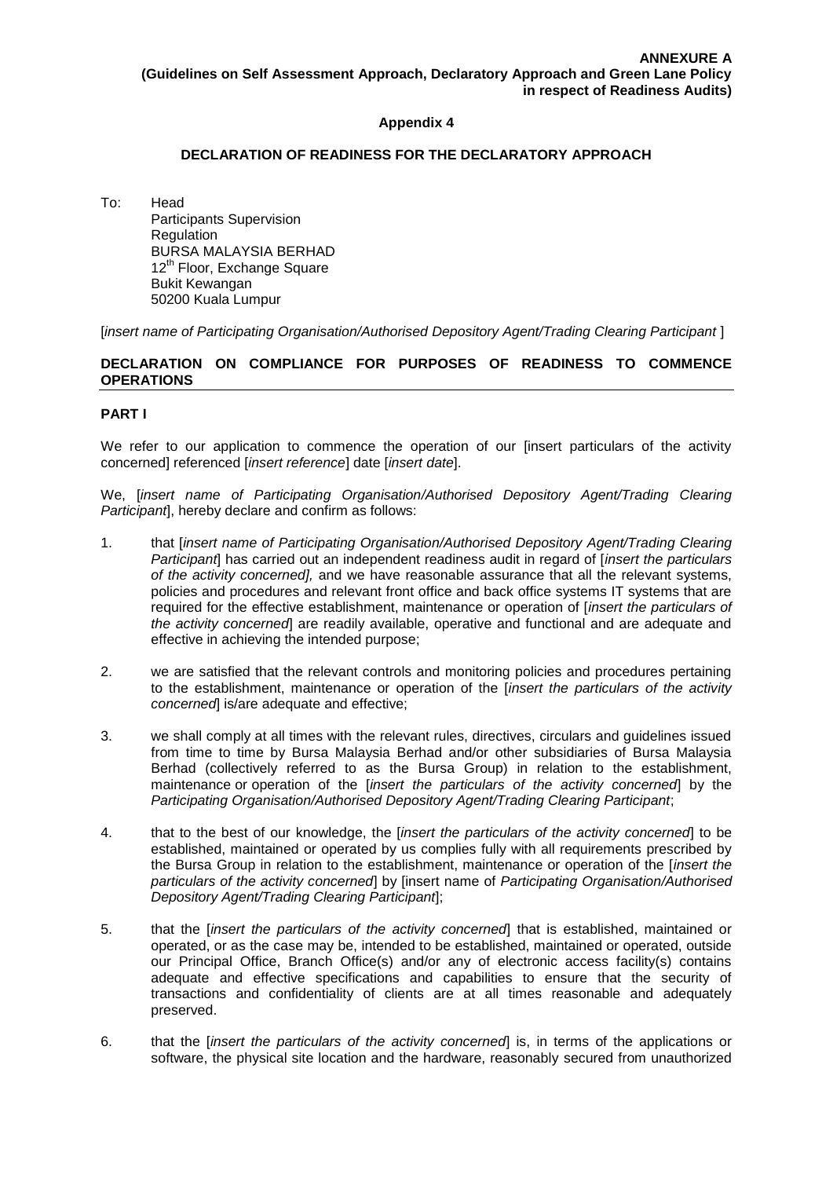**ANNEXURE A**
**(Guidelines on Self Assessment Approach, Declaratory Approach and Green Lane Policy in respect of Readiness Audits)**

**Appendix 4**

**DECLARATION OF READINESS FOR THE DECLARATORY APPROACH**

To: Head
Participants Supervision
Regulation
BURSA MALAYSIA BERHAD
12th Floor, Exchange Square
Bukit Kewangan
50200 Kuala Lumpur

[*insert name of Participating Organisation/Authorised Depository Agent/Trading Clearing Participant* ]

**DECLARATION ON COMPLIANCE FOR PURPOSES OF READINESS TO COMMENCE OPERATIONS**

**PART I**

We refer to our application to commence the operation of our [insert particulars of the activity concerned] referenced [*insert reference*] date [*insert date*].

We, [*insert name of Participating Organisation/Authorised Depository Agent/Trading Clearing Participant*], hereby declare and confirm as follows:

1. that [*insert name of Participating Organisation/Authorised Depository Agent/Trading Clearing Participant*] has carried out an independent readiness audit in regard of [*insert the particulars of the activity concerned],* and we have reasonable assurance that all the relevant systems, policies and procedures and relevant front office and back office systems IT systems that are required for the effective establishment, maintenance or operation of [*insert the particulars of the activity concerned*] are readily available, operative and functional and are adequate and effective in achieving the intended purpose;

2. we are satisfied that the relevant controls and monitoring policies and procedures pertaining to the establishment, maintenance or operation of the [*insert the particulars of the activity concerned*] is/are adequate and effective;

3. we shall comply at all times with the relevant rules, directives, circulars and guidelines issued from time to time by Bursa Malaysia Berhad and/or other subsidiaries of Bursa Malaysia Berhad (collectively referred to as the Bursa Group) in relation to the establishment, maintenance or operation of the [*insert the particulars of the activity concerned*] by the *Participating Organisation/Authorised Depository Agent/Trading Clearing Participant*;

4. that to the best of our knowledge, the [*insert the particulars of the activity concerned*] to be established, maintained or operated by us complies fully with all requirements prescribed by the Bursa Group in relation to the establishment, maintenance or operation of the [*insert the particulars of the activity concerned*] by [insert name of *Participating Organisation/Authorised Depository Agent/Trading Clearing Participant*];

5. that the [*insert the particulars of the activity concerned*] that is established, maintained or operated, or as the case may be, intended to be established, maintained or operated, outside our Principal Office, Branch Office(s) and/or any of electronic access facility(s) contains adequate and effective specifications and capabilities to ensure that the security of transactions and confidentiality of clients are at all times reasonable and adequately preserved.

6. that the [*insert the particulars of the activity concerned*] is, in terms of the applications or software, the physical site location and the hardware, reasonably secured from unauthorized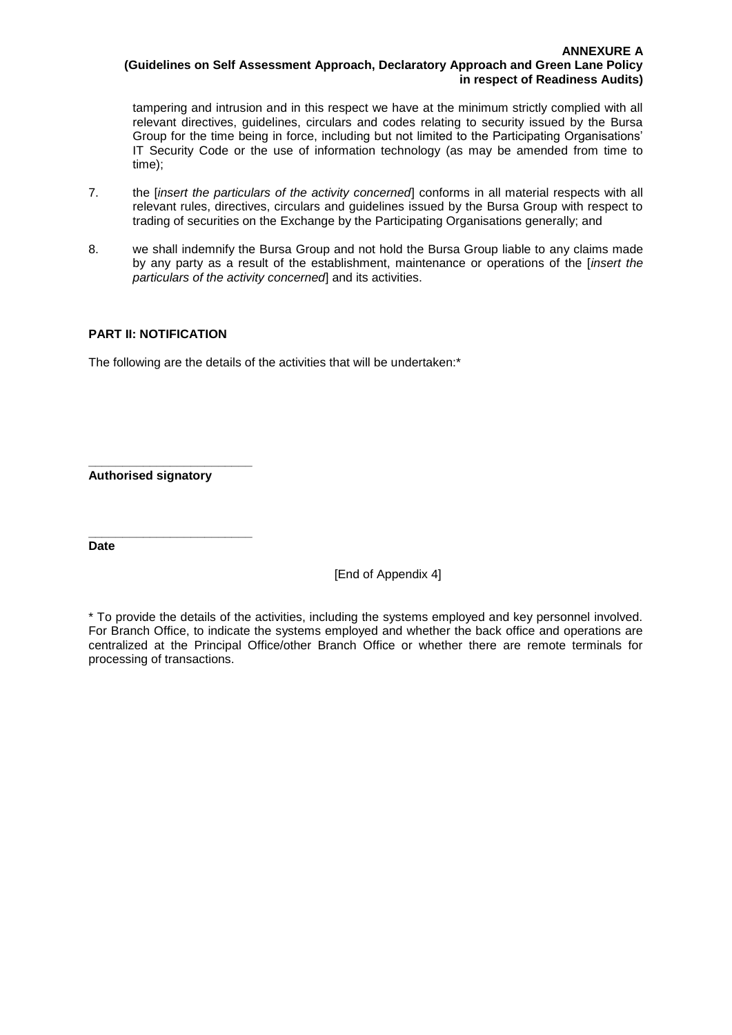tampering and intrusion and in this respect we have at the minimum strictly complied with all relevant directives, guidelines, circulars and codes relating to security issued by the Bursa Group for the time being in force, including but not limited to the Participating Organisations' IT Security Code or the use of information technology (as may be amended from time to time);

7. the [*insert the particulars of the activity concerned*] conforms in all material respects with all relevant rules, directives, circulars and guidelines issued by the Bursa Group with respect to trading of securities on the Exchange by the Participating Organisations generally; and

8. we shall indemnify the Bursa Group and not hold the Bursa Group liable to any claims made by any party as a result of the establishment, maintenance or operations of the [*insert the particulars of the activity concerned*] and its activities.

**PART II: NOTIFICATION**

The following are the details of the activities that will be undertaken:*

\_\_\_\_\_\_\_\_\_\_\_\_\_\_\_\_\_\_\_\_\_\_\_\_
**Authorised signatory**

\_\_\_\_\_\_\_\_\_\_\_\_\_\_\_\_\_\_\_\_\_\_\_\_
**Date**

[End of Appendix 4]

* To provide the details of the activities, including the systems employed and key personnel involved. For Branch Office, to indicate the systems employed and whether the back office and operations are centralized at the Principal Office/other Branch Office or whether there are remote terminals for processing of transactions.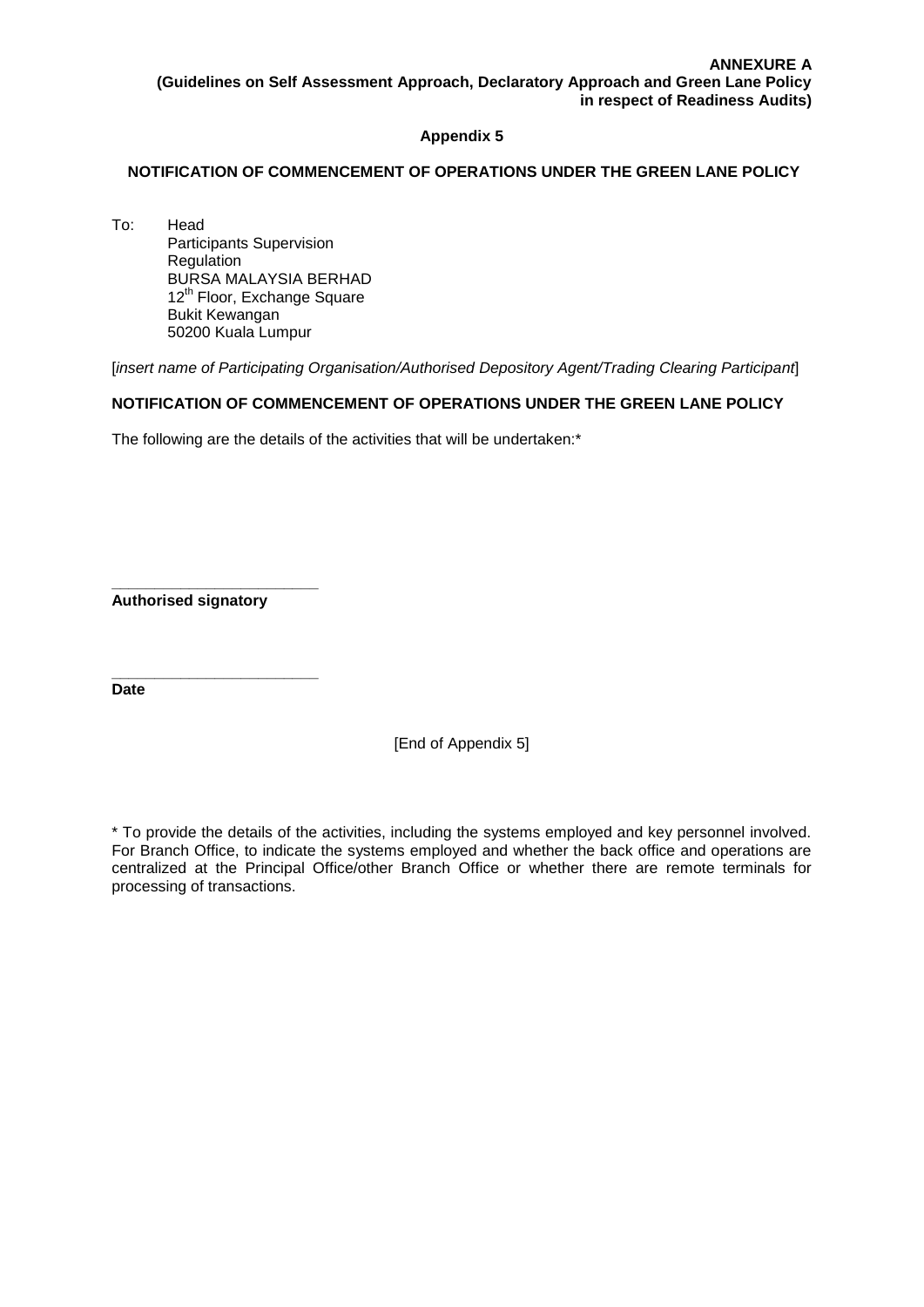**ANNEXURE A**
**(Guidelines on Self Assessment Approach, Declaratory Approach and Green Lane Policy in respect of Readiness Audits)**

**Appendix 5**

**NOTIFICATION OF COMMENCEMENT OF OPERATIONS UNDER THE GREEN LANE POLICY**

To: Head
Participants Supervision
Regulation
BURSA MALAYSIA BERHAD
12th Floor, Exchange Square
Bukit Kewangan
50200 Kuala Lumpur

[*insert name of Participating Organisation/Authorised Depository Agent/Trading Clearing Participant*]

**NOTIFICATION OF COMMENCEMENT OF OPERATIONS UNDER THE GREEN LANE POLICY**

The following are the details of the activities that will be undertaken:*

\_\_\_\_\_\_\_\_\_\_\_\_\_\_\_\_\_\_\_\_\_\_\_\_
**Authorised signatory**

\_\_\_\_\_\_\_\_\_\_\_\_\_\_\_\_\_\_\_\_\_\_\_\_
**Date**

[End of Appendix 5]

* To provide the details of the activities, including the systems employed and key personnel involved. For Branch Office, to indicate the systems employed and whether the back office and operations are centralized at the Principal Office/other Branch Office or whether there are remote terminals for processing of transactions.